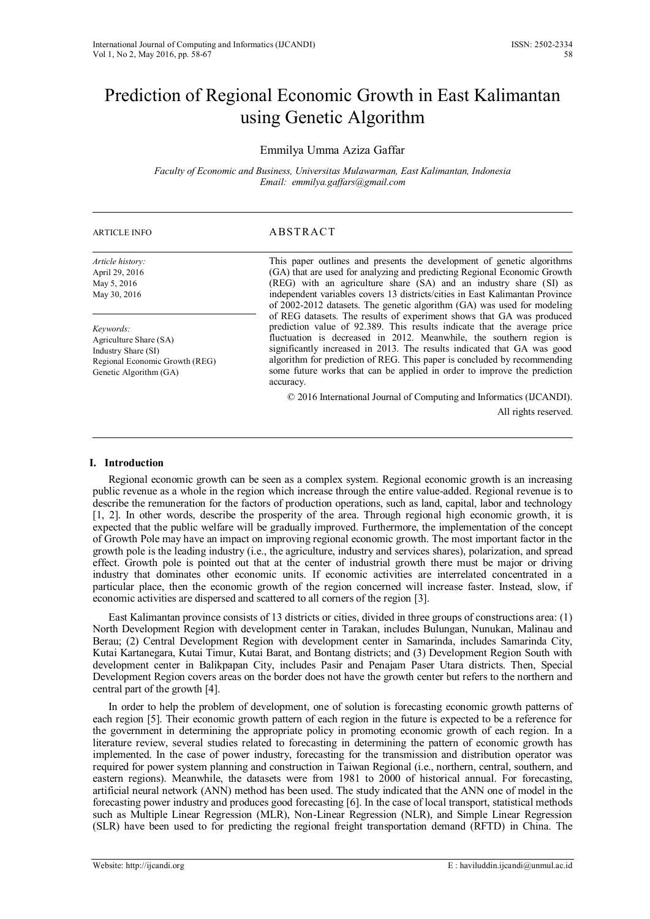# Prediction of Regional Economic Growth in East Kalimantan using Genetic Algorithm

Emmilya Umma Aziza Gaffar

*Faculty of Economic and Business, Universitas Mulawarman, East Kalimantan, Indonesia*
*Email: emmilya.gaffars@gmail.com*

ARTICLE INFO

*Article history:*
April 29, 2016
May 5, 2016
May 30, 2016

*Keywords:*
Agriculture Share (SA)
Industry Share (SI)
Regional Economic Growth (REG)
Genetic Algorithm (GA)

## ABSTRACT

This paper outlines and presents the development of genetic algorithms (GA) that are used for analyzing and predicting Regional Economic Growth (REG) with an agriculture share (SA) and an industry share (SI) as independent variables covers 13 districts/cities in East Kalimantan Province of 2002-2012 datasets. The genetic algorithm (GA) was used for modeling of REG datasets. The results of experiment shows that GA was produced prediction value of 92.389. This results indicate that the average price fluctuation is decreased in 2012. Meanwhile, the southern region is significantly increased in 2013. The results indicated that GA was good algorithm for prediction of REG. This paper is concluded by recommending some future works that can be applied in order to improve the prediction accuracy.

© 2016 International Journal of Computing and Informatics (IJCANDI).
All rights reserved.

## I. Introduction

Regional economic growth can be seen as a complex system. Regional economic growth is an increasing public revenue as a whole in the region which increase through the entire value-added. Regional revenue is to describe the remuneration for the factors of production operations, such as land, capital, labor and technology [1, 2]. In other words, describe the prosperity of the area. Through regional high economic growth, it is expected that the public welfare will be gradually improved. Furthermore, the implementation of the concept of Growth Pole may have an impact on improving regional economic growth. The most important factor in the growth pole is the leading industry (i.e., the agriculture, industry and services shares), polarization, and spread effect. Growth pole is pointed out that at the center of industrial growth there must be major or driving industry that dominates other economic units. If economic activities are interrelated concentrated in a particular place, then the economic growth of the region concerned will increase faster. Instead, slow, if economic activities are dispersed and scattered to all corners of the region [3].

East Kalimantan province consists of 13 districts or cities, divided in three groups of constructions area: (1) North Development Region with development center in Tarakan, includes Bulungan, Nunukan, Malinau and Berau; (2) Central Development Region with development center in Samarinda, includes Samarinda City, Kutai Kartanegara, Kutai Timur, Kutai Barat, and Bontang districts; and (3) Development Region South with development center in Balikpapan City, includes Pasir and Penajam Paser Utara districts. Then, Special Development Region covers areas on the border does not have the growth center but refers to the northern and central part of the growth [4].

In order to help the problem of development, one of solution is forecasting economic growth patterns of each region [5]. Their economic growth pattern of each region in the future is expected to be a reference for the government in determining the appropriate policy in promoting economic growth of each region. In a literature review, several studies related to forecasting in determining the pattern of economic growth has implemented. In the case of power industry, forecasting for the transmission and distribution operator was required for power system planning and construction in Taiwan Regional (i.e., northern, central, southern, and eastern regions). Meanwhile, the datasets were from 1981 to 2000 of historical annual. For forecasting, artificial neural network (ANN) method has been used. The study indicated that the ANN one of model in the forecasting power industry and produces good forecasting [6]. In the case of local transport, statistical methods such as Multiple Linear Regression (MLR), Non-Linear Regression (NLR), and Simple Linear Regression (SLR) have been used to for predicting the regional freight transportation demand (RFTD) in China. The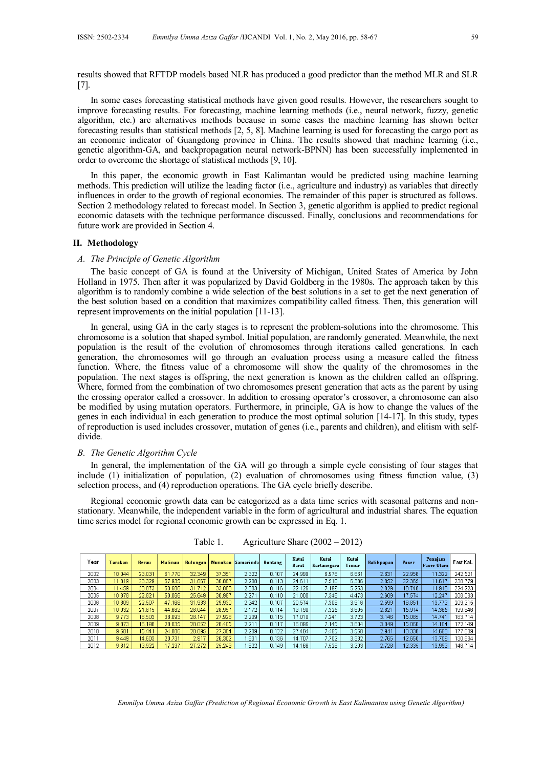results showed that RFTDP models based NLR has produced a good predictor than the method MLR and SLR [7].

In some cases forecasting statistical methods have given good results. However, the researchers sought to improve forecasting results. For forecasting, machine learning methods (i.e., neural network, fuzzy, genetic algorithm, etc.) are alternatives methods because in some cases the machine learning has shown better forecasting results than statistical methods [2, 5, 8]. Machine learning is used for forecasting the cargo port as an economic indicator of Guangdong province in China. The results showed that machine learning (i.e., genetic algorithm-GA, and backpropagation neural network-BPNN) has been successfully implemented in order to overcome the shortage of statistical methods [9, 10].

In this paper, the economic growth in East Kalimantan would be predicted using machine learning methods. This prediction will utilize the leading factor (i.e., agriculture and industry) as variables that directly influences in order to the growth of regional economies. The remainder of this paper is structured as follows. Section 2 methodology related to forecast model. In Section 3, genetic algorithm is applied to predict regional economic datasets with the technique performance discussed. Finally, conclusions and recommendations for future work are provided in Section 4.

## II. Methodology

### *A. The Principle of Genetic Algorithm*

The basic concept of GA is found at the University of Michigan, United States of America by John Holland in 1975. Then after it was popularized by David Goldberg in the 1980s. The approach taken by this algorithm is to randomly combine a wide selection of the best solutions in a set to get the next generation of the best solution based on a condition that maximizes compatibility called fitness. Then, this generation will represent improvements on the initial population [11-13].

In general, using GA in the early stages is to represent the problem-solutions into the chromosome. This chromosome is a solution that shaped symbol. Initial population, are randomly generated. Meanwhile, the next population is the result of the evolution of chromosomes through iterations called generations. In each generation, the chromosomes will go through an evaluation process using a measure called the fitness function. Where, the fitness value of a chromosome will show the quality of the chromosomes in the population. The next stages is offspring, the next generation is known as the children called an offspring. Where, formed from the combination of two chromosomes present generation that acts as the parent by using the crossing operator called a crossover. In addition to crossing operator's crossover, a chromosome can also be modified by using mutation operators. Furthermore, in principle, GA is how to change the values of the genes in each individual in each generation to produce the most optimal solution [14-17]. In this study, types of reproduction is used includes crossover, mutation of genes (i.e., parents and children), and elitism with self-divide.

### *B. The Genetic Algorithm Cycle*

In general, the implementation of the GA will go through a simple cycle consisting of four stages that include (1) initialization of population, (2) evaluation of chromosomes using fitness function value, (3) selection process, and (4) reproduction operations. The GA cycle briefly describe.

Regional economic growth data can be categorized as a data time series with seasonal patterns and non-stationary. Meanwhile, the independent variable in the form of agricultural and industrial shares. The equation time series model for regional economic growth can be expressed in Eq. 1.

Table 1. Agriculture Share (2002 – 2012)

| Year | Tarakan | Berau | Malinau | Bulungan | Nunukan | Samarinda | Bontang | Kutai Barat | Kutai Kartanegara | Kutai Timur | Balikpapan | Paser | Penajam Paser Utara | East Kal. |
|---|---|---|---|---|---|---|---|---|---|---|---|---|---|---|
| 2002 | 10.044 | 23.031 | 61.770 | 32.349 | 37.351 | 2.322 | 0.107 | 24.989 | 6.876 | 6.661 | 2.631 | 22.958 | 11.322 | 242.521 |
| 2003 | 11.319 | 23.329 | 57.935 | 31.667 | 36.667 | 2.208 | 0.113 | 24.611 | 7.510 | 6.386 | 2.852 | 22.365 | 11.617 | 238.779 |
| 2004 | 11.459 | 23.073 | 53.686 | 31.712 | 33.603 | 2.303 | 0.116 | 22.126 | 7.199 | 5.253 | 2.829 | 18.748 | 11.916 | 224.223 |
| 2005 | 10.878 | 22.621 | 50.066 | 25.649 | 30.987 | 2.271 | 0.110 | 21.000 | 7.346 | 4.473 | 2.609 | 17.574 | 12.247 | 208.033 |
| 2006 | 10.309 | 22.507 | 47.166 | 31.933 | 29.930 | 2.242 | 0.107 | 20.574 | 7.306 | 3.916 | 2.599 | 16.851 | 13.773 | 209.215 |
| 2007 | 10.032 | 21.875 | 44.692 | 29.044 | 28.957 | 2.172 | 0.114 | 19.790 | 7.325 | 3.695 | 2.621 | 15.974 | 14.365 | 199.646 |
| 2008 | 9.773 | 16.503 | 38.093 | 28.147 | 27.928 | 2.209 | 0.115 | 17.010 | 7.241 | 3.723 | 3.146 | 15.065 | 14.741 | 183.714 |
| 2009 | 9.873 | 16.198 | 28.035 | 29.052 | 26.405 | 2.211 | 0.117 | 16.096 | 7.145 | 3.604 | 3.049 | 15.060 | 14.104 | 172.149 |
| 2010 | 9.501 | 15.441 | 24.606 | 29.695 | 27.304 | 2.209 | 0.122 | 27.404 | 7.465 | 3.558 | 2.941 | 13.330 | 14.663 | 177.639 |
| 2011 | 9.449 | 14.603 | 20.731 | 2.917 | 26.302 | 1.631 | 0.136 | 14.707 | 7.702 | 3.382 | 2.765 | 12.650 | 13.709 | 130.684 |
| 2012 | 9.312 | 13.922 | 17.237 | 27.272 | 25.249 | 1.622 | 0.149 | 14.166 | 7.526 | 3.203 | 2.728 | 12.335 | 13.993 | 148.714 |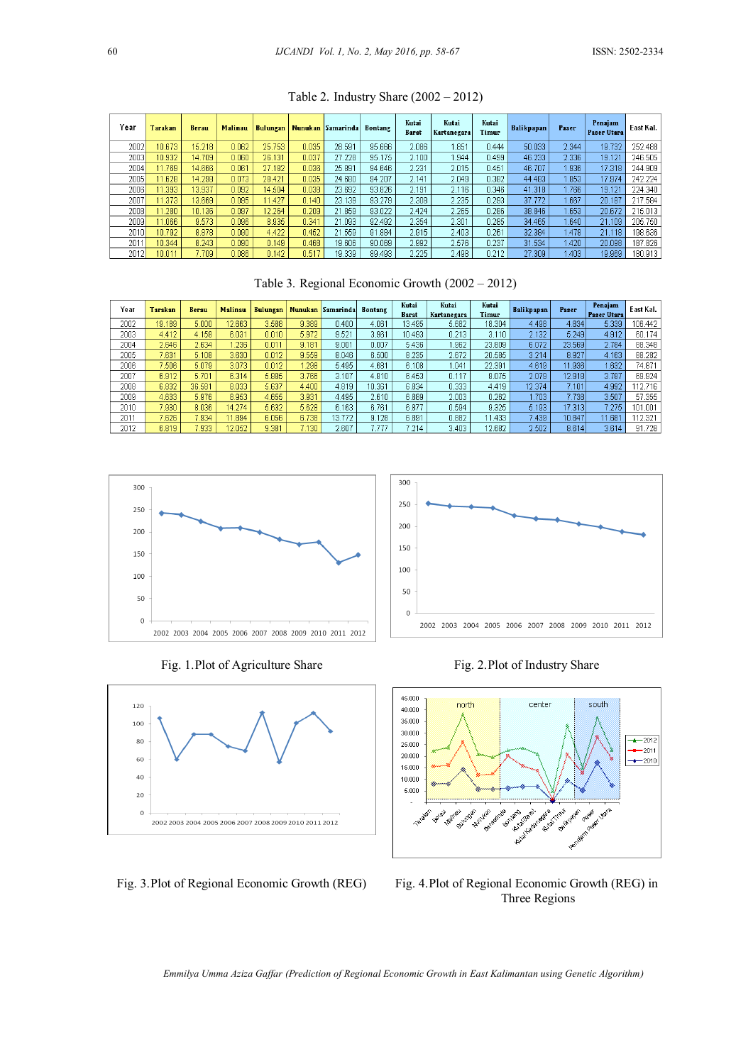Table 2. Industry Share (2002 – 2012)

| Year | Tarakan | Berau | Malinau | Bulungan | Nunukan | Samarinda | Bontang | Kutai Barat | Kutai Kartanegara | Kutai Timur | Balikpapan | Paser | Penajam Paser Utara | East Kal. |
|---|---|---|---|---|---|---|---|---|---|---|---|---|---|---|
| 2002 | 10.673 | 15.218 | 0.062 | 25.753 | 0.035 | 28.591 | 95.666 | 2.086 | 1.851 | 0.444 | 50.033 | 2.344 | 19.732 | 252.468 |
| 2003 | 10.932 | 14.709 | 0.060 | 26.131 | 0.037 | 27.228 | 95.175 | 2.100 | 1.944 | 0.499 | 46.233 | 2.336 | 19.121 | 246.505 |
| 2004 | 11.769 | 14.666 | 0.061 | 27.182 | 0.036 | 25.891 | 94.646 | 2.231 | 2.015 | 0.451 | 46.707 | 1.936 | 17.318 | 244.909 |
| 2005 | 11.626 | 14.299 | 0.073 | 20.421 | 0.035 | 24.880 | 94.207 | 2.141 | 2.049 | 0.362 | 44.483 | 1.653 | 17.974 | 242.224 |
| 2006 | 11.393 | 13.937 | 0.092 | 14.604 | 0.038 | 23.892 | 93.826 | 2.191 | 2.116 | 0.346 | 41.318 | 1.766 | 19.121 | 224.340 |
| 2007 | 11.373 | 13.669 | 0.095 | 11.427 | 0.140 | 23.139 | 93.279 | 2.308 | 2.235 | 0.293 | 37.772 | 1.667 | 20.187 | 217.584 |
| 2008 | 11.280 | 10.136 | 0.087 | 12.264 | 0.209 | 21.859 | 93.022 | 2.424 | 2.265 | 0.266 | 38.846 | 1.653 | 20.672 | 215.013 |
| 2009 | 11.066 | 8.573 | 0.086 | 8.835 | 0.341 | 21.083 | 92.492 | 2.354 | 2.301 | 0.265 | 34.465 | 1.640 | 21.109 | 206.750 |
| 2010 | 10.792 | 8.878 | 0.090 | 4.422 | 0.452 | 21.559 | 91.884 | 2.615 | 2.403 | 0.261 | 32.384 | 1.478 | 21.118 | 198.636 |
| 2011 | 10.344 | 8.243 | 0.090 | 0.149 | 0.468 | 19.606 | 90.069 | 2.892 | 2.576 | 0.237 | 31.534 | 1.420 | 20.098 | 187.826 |
| 2012 | 10.011 | 7.709 | 0.086 | 0.142 | 0.517 | 19.339 | 89.493 | 2.225 | 2.498 | 0.212 | 27.309 | 1.403 | 19.969 | 180.913 |

Table 3. Regional Economic Growth (2002 – 2012)

| Year | Tarakan | Berau | Malinau | Bulungan | Nunukan | Samarinda | Bontang | Kutai Barat | Kutai Kartanegara | Kutai Timur | Balikpapan | Paser | Penajam Paser Utara | East Kal. |
|---|---|---|---|---|---|---|---|---|---|---|---|---|---|---|
| 2002 | 18.188 | 5.000 | 12.663 | 3.598 | 9.389 | 0.400 | 4.081 | 13.485 | 5.682 | 18.304 | 4.489 | 4.834 | 5.339 | 106.442 |
| 2003 | 4.412 | 4.158 | 6.031 | 0.010 | 5.972 | 9.521 | 3.861 | 10.493 | 0.213 | 3.110 | 2.132 | 5.249 | 4.912 | 60.174 |
| 2004 | 2.646 | 2.634 | 1.236 | 0.011 | 9.181 | 9.001 | 0.007 | 5.436 | 1.962 | 23.809 | 6.072 | 23.569 | 2.784 | 88.348 |
| 2005 | 7.631 | 5.108 | 3.830 | 0.012 | 9.559 | 8.046 | 8.500 | 8.235 | 2.672 | 20.585 | 3.214 | 8.927 | 4.163 | 88.282 |
| 2006 | 7.506 | 5.079 | 3.073 | 0.012 | 1.298 | 5.485 | 4.631 | 6.108 | 1.041 | 22.391 | 4.618 | 11.936 | 1.632 | 74.871 |
| 2007 | 6.912 | 5.701 | 6.314 | 5.885 | 3.766 | 3.107 | 4.810 | 6.453 | 0.117 | 8.075 | 2.079 | 12.919 | 3.787 | 69.924 |
| 2008 | 6.832 | 36.581 | 8.033 | 5.637 | 4.400 | 4.819 | 10.361 | 6.834 | 0.333 | 4.419 | 12.374 | 7.101 | 4.992 | 112.716 |
| 2009 | 4.633 | 5.876 | 8.963 | 4.655 | 3.931 | 4.485 | 2.610 | 6.889 | 2.003 | 0.262 | 1.703 | 7.738 | 3.507 | 57.355 |
| 2010 | 7.930 | 8.036 | 14.274 | 5.632 | 5.628 | 6.163 | 6.761 | 6.877 | 0.584 | 8.325 | 5.183 | 17.313 | 7.275 | 101.001 |
| 2011 | 7.626 | 7.934 | 11.894 | 6.056 | 6.738 | 13.772 | 9.128 | 6.891 | 0.882 | 11.433 | 7.439 | 10.847 | 11.681 | 112.321 |
| 2012 | 6.819 | 7.939 | 12.052 | 9.381 | 7.130 | 2.607 | 7.777 | 7.214 | 9.403 | 12.682 | 2.502 | 6.814 | 3.614 | 91.726 |

Fig. 1. Plot of Agriculture Share

Fig. 2. Plot of Industry Share

Fig. 3. Plot of Regional Economic Growth (REG)

Fig. 4. Plot of Regional Economic Growth (REG) in Three Regions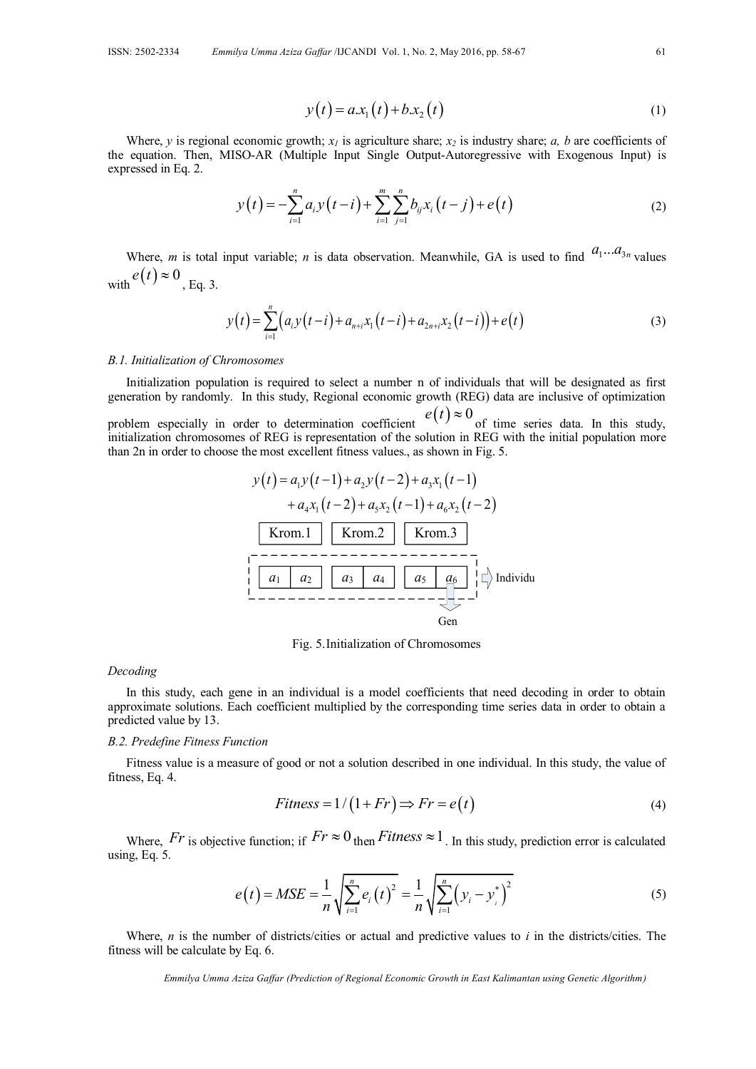$$y(t) = a.x_1(t) + b.x_2(t) \tag{1}$$

Where, *y* is regional economic growth; $x_1$ is agriculture share; $x_2$ is industry share; *a, b* are coefficients of the equation. Then, MISO-AR (Multiple Input Single Output-Autoregressive with Exogenous Input) is expressed in Eq. 2.

$$y(t) = -\sum_{i=1}^{n} a_i y(t-i) + \sum_{i=1}^{m}\sum_{j=1}^{n} b_{ij} x_i(t-j) + e(t) \tag{2}$$

Where, *m* is total input variable; *n* is data observation. Meanwhile, GA is used to find $a_1 \ldots a_{3n}$ values with $e(t) \approx 0$, Eq. 3.

$$y(t) = \sum_{i=1}^{n}\left(a_i y(t-i) + a_{n+i} x_1(t-i) + a_{2n+i} x_2(t-i)\right) + e(t) \tag{3}$$

*B.1. Initialization of Chromosomes*

Initialization population is required to select a number n of individuals that will be designated as first generation by randomly. In this study, Regional economic growth (REG) data are inclusive of optimization problem especially in order to determination coefficient $e(t) \approx 0$ of time series data. In this study, initialization chromosomes of REG is representation of the solution in REG with the initial population more than 2n in order to choose the most excellent fitness values., as shown in Fig. 5.

$$y(t) = a_1 y(t-1) + a_2 y(t-2) + a_3 x_1(t-1) + a_4 x_1(t-2) + a_5 x_2(t-1) + a_6 x_2(t-2)$$

| Krom.1 | | Krom.2 | | Krom.3 | |
|---|---|---|---|---|---|
| $a_1$ | $a_2$ | $a_3$ | $a_4$ | $a_5$ | $a_6$ |

Individu — Gen

Fig. 5. Initialization of Chromosomes

*Decoding*

In this study, each gene in an individual is a model coefficients that need decoding in order to obtain approximate solutions. Each coefficient multiplied by the corresponding time series data in order to obtain a predicted value by 13.

*B.2. Predefine Fitness Function*

Fitness value is a measure of good or not a solution described in one individual. In this study, the value of fitness, Eq. 4.

$$Fitness = 1/(1+Fr) \Rightarrow Fr = e(t) \tag{4}$$

Where, $Fr$ is objective function; if $Fr \approx 0$ then $Fitness \approx 1$. In this study, prediction error is calculated using, Eq. 5.

$$e(t) = MSE = \frac{1}{n}\sqrt{\sum_{i=1}^{n} e_i(t)^2} = \frac{1}{n}\sqrt{\sum_{i=1}^{n}\left(y_i - y_i^*\right)^2} \tag{5}$$

Where, *n* is the number of districts/cities or actual and predictive values to *i* in the districts/cities. The fitness will be calculate by Eq. 6.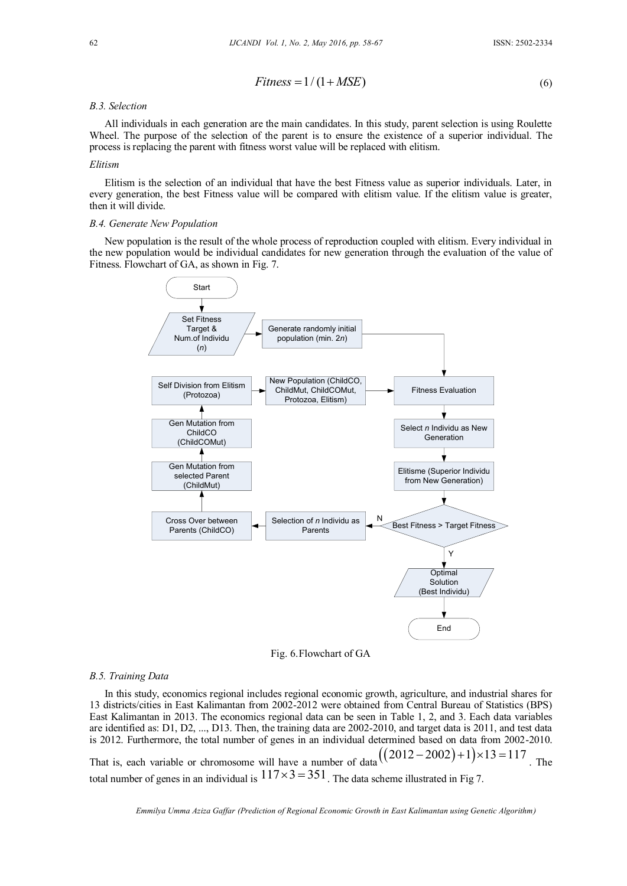$$Fitness = 1/(1+MSE) \tag{6}$$

### *B.3. Selection*

All individuals in each generation are the main candidates. In this study, parent selection is using Roulette Wheel. The purpose of the selection of the parent is to ensure the existence of a superior individual. The process is replacing the parent with fitness worst value will be replaced with elitism.

#### *Elitism*

Elitism is the selection of an individual that have the best Fitness value as superior individuals. Later, in every generation, the best Fitness value will be compared with elitism value. If the elitism value is greater, then it will divide.

### *B.4. Generate New Population*

New population is the result of the whole process of reproduction coupled with elitism. Every individual in the new population would be individual candidates for new generation through the evaluation of the value of Fitness. Flowchart of GA, as shown in Fig. 7.

Start → Set Fitness Target & Num.of Individu ($n$) → Generate randomly initial population (min. 2$n$) → Fitness Evaluation → Select $n$ Individu as New Generation → Elitisme (Superior Individu from New Generation) → Best Fitness > Target Fitness

- Y → Optimal Solution (Best Individu) → End
- N → Selection of $n$ Individu as Parents → Cross Over between Parents (ChildCO) → Gen Mutation from selected Parent (ChildMut) → Gen Mutation from ChildCO (ChildCOMut) → Self Division from Elitism (Protozoa) → New Population (ChildCO, ChildMut, ChildCOMut, Protozoa, Elitism) → Fitness Evaluation

Fig. 6.Flowchart of GA

### *B.5. Training Data*

In this study, economics regional includes regional economic growth, agriculture, and industrial shares for 13 districts/cities in East Kalimantan from 2002-2012 were obtained from Central Bureau of Statistics (BPS) East Kalimantan in 2013. The economics regional data can be seen in Table 1, 2, and 3. Each data variables are identified as: D1, D2, ..., D13. Then, the training data are 2002-2010, and target data is 2011, and test data is 2012. Furthermore, the total number of genes in an individual determined based on data from 2002-2010. That is, each variable or chromosome will have a number of data $((2012-2002)+1)\times 13 = 117$. The total number of genes in an individual is $117 \times 3 = 351$. The data scheme illustrated in Fig 7.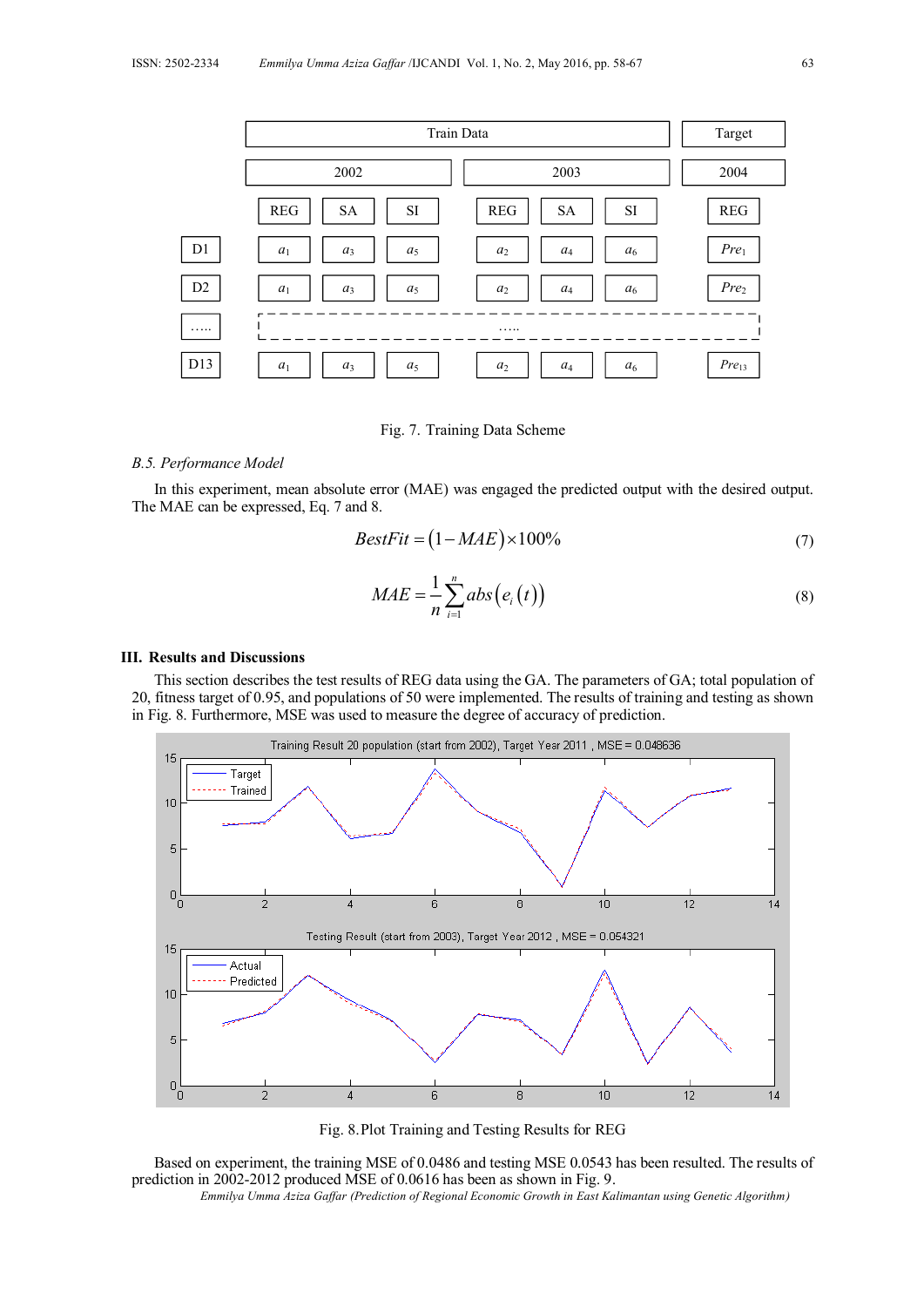| | Train Data | | | | | | Target |
|---|---|---|---|---|---|---|---|
| | 2002 | | | 2003 | | | 2004 |
| | REG | SA | SI | REG | SA | SI | REG |
| D1 | $a_1$ | $a_3$ | $a_5$ | $a_2$ | $a_4$ | $a_6$ | $Pre_1$ |
| D2 | $a_1$ | $a_3$ | $a_5$ | $a_2$ | $a_4$ | $a_6$ | $Pre_2$ |
| ….. | ….. | | | | | | |
| D13 | $a_1$ | $a_3$ | $a_5$ | $a_2$ | $a_4$ | $a_6$ | $Pre_{13}$ |

Fig. 7. Training Data Scheme

*B.5. Performance Model*

In this experiment, mean absolute error (MAE) was engaged the predicted output with the desired output. The MAE can be expressed, Eq. 7 and 8.

$$BestFit = (1 - MAE) \times 100\% \tag{7}$$

$$MAE = \frac{1}{n}\sum_{i=1}^{n} abs\left(e_i(t)\right) \tag{8}$$

## III. Results and Discussions

This section describes the test results of REG data using the GA. The parameters of GA; total population of 20, fitness target of 0.95, and populations of 50 were implemented. The results of training and testing as shown in Fig. 8. Furthermore, MSE was used to measure the degree of accuracy of prediction.

Fig. 8. Plot Training and Testing Results for REG

Based on experiment, the training MSE of 0.0486 and testing MSE 0.0543 has been resulted. The results of prediction in 2002-2012 produced MSE of 0.0616 has been shown in Fig. 9.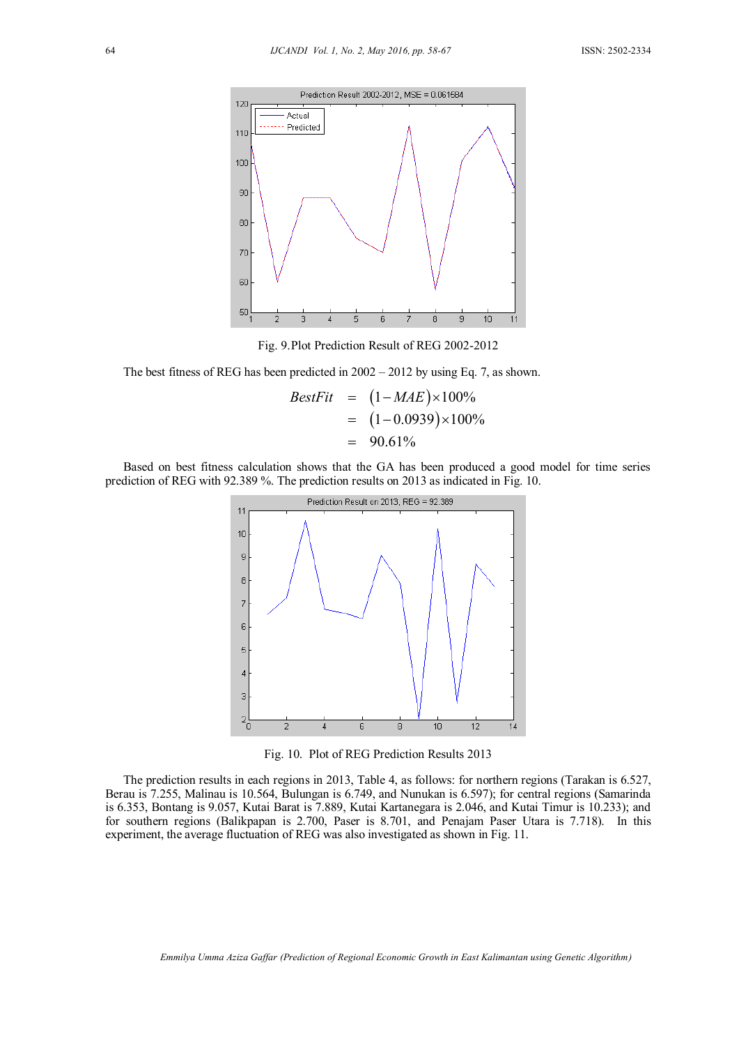Fig. 9. Plot Prediction Result of REG 2002-2012

The best fitness of REG has been predicted in 2002 – 2012 by using Eq. 7, as shown.

$$
\begin{aligned}
BestFit &= (1 - MAE) \times 100\% \\
&= (1 - 0.0939) \times 100\% \\
&= 90.61\%
\end{aligned}
$$

Based on best fitness calculation shows that the GA has been produced a good model for time series prediction of REG with 92.389 %. The prediction results on 2013 as indicated in Fig. 10.

Fig. 10. Plot of REG Prediction Results 2013

The prediction results in each regions in 2013, Table 4, as follows: for northern regions (Tarakan is 6.527, Berau is 7.255, Malinau is 10.564, Bulungan is 6.749, and Nunukan is 6.597); for central regions (Samarinda is 6.353, Bontang is 9.057, Kutai Barat is 7.889, Kutai Kartanegara is 2.046, and Kutai Timur is 10.233); and for southern regions (Balikpapan is 2.700, Paser is 8.701, and Penajam Paser Utara is 7.718). In this experiment, the average fluctuation of REG was also investigated as shown in Fig. 11.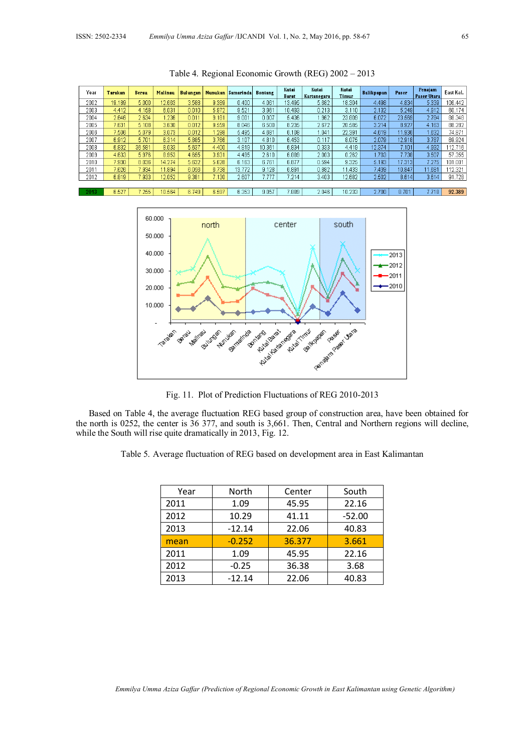Table 4. Regional Economic Growth (REG) 2002 – 2013

| Year | Tarakan | Berau | Malinau | Bulungan | Nunukan | Samarinda | Bontang | Kutai Barat | Kutai Kartanegara | Kutai Timur | Balikpapan | Paser | Penajam Paser Utara | East Kal. |
|---|---|---|---|---|---|---|---|---|---|---|---|---|---|---|
| 2002 | 19.189 | 5.000 | 12.683 | 3.588 | 9.898 | 0.400 | 4.061 | 13.495 | 5.882 | 18.304 | 4.498 | 4.834 | 5.339 | 106.442 |
| 2003 | 4.412 | 4.158 | 8.031 | 0.010 | 5.872 | 8.521 | 3.961 | 10.493 | 0.213 | 3.110 | 2.132 | 5.249 | 4.812 | 60.174 |
| 2004 | 2.646 | 2.634 | 1.236 | 0.011 | 9.181 | 9.001 | 0.007 | 5.436 | 1.962 | 23.809 | 6.072 | 23.569 | 2.784 | 88.348 |
| 2005 | 7.631 | 5.108 | 3.630 | 0.012 | 9.559 | 8.046 | 6.500 | 8.235 | 2.672 | 20.585 | 3.214 | 8.927 | 4.163 | 88.282 |
| 2006 | 7.506 | 5.079 | 3.073 | 0.012 | 1.298 | 5.495 | 4.861 | 6.108 | 1.041 | 22.391 | 4.619 | 11.936 | 1.632 | 74.871 |
| 2007 | 6.912 | 5.701 | 6.314 | 5.865 | 3.766 | 3.107 | 4.810 | 6.453 | 0.117 | 8.075 | 2.078 | 12.918 | 3.787 | 69.924 |
| 2008 | 6.832 | 36.581 | 8.038 | 5.837 | 4.400 | 4.619 | 10.361 | 6.634 | 0.333 | 4.418 | 12.374 | 7.101 | 4.992 | 112.716 |
| 2009 | 4.633 | 5.976 | 8.853 | 4.665 | 3.931 | 4.495 | 2.610 | 6.689 | 2.003 | 0.262 | 1.703 | 7.738 | 3.507 | 57.355 |
| 2010 | 7.930 | 8.036 | 14.274 | 5.632 | 5.628 | 6.163 | 6.761 | 6.677 | 0.584 | 9.325 | 5.193 | 17.313 | 7.275 | 101.001 |
| 2011 | 7.626 | 7.934 | 11.894 | 6.058 | 6.738 | 13.772 | 9.128 | 6.891 | 0.882 | 11.439 | 7.439 | 10.847 | 11.681 | 112.321 |
| 2012 | 6.819 | 7.933 | 12.052 | 9.381 | 7.130 | 2.607 | 7.777 | 7.214 | 3.403 | 12.682 | 2.502 | 8.614 | 3.614 | 91.729 |
| 2013 | 6.527 | 7.255 | 10.564 | 6.749 | 6.597 | 6.353 | 9.057 | 7.889 | 2.046 | 10.233 | 2.700 | 8.701 | 7.718 | 92.389 |

Fig. 11. Plot of Prediction Fluctuations of REG 2010-2013

Based on Table 4, the average fluctuation REG based group of construction area, have been obtained for the north is 0252, the center is 36 377, and south is 3,661. Then, Central and Northern regions will decline, while the South will rise quite dramatically in 2013, Fig. 12.

Table 5. Average fluctuation of REG based on development area in East Kalimantan

| Year | North | Center | South |
|---|---|---|---|
| 2011 | 1.09 | 45.95 | 22.16 |
| 2012 | 10.29 | 41.11 | -52.00 |
| 2013 | -12.14 | 22.06 | 40.83 |
| mean | -0.252 | 36.377 | 3.661 |
| 2011 | 1.09 | 45.95 | 22.16 |
| 2012 | -0.25 | 36.38 | 3.68 |
| 2013 | -12.14 | 22.06 | 40.83 |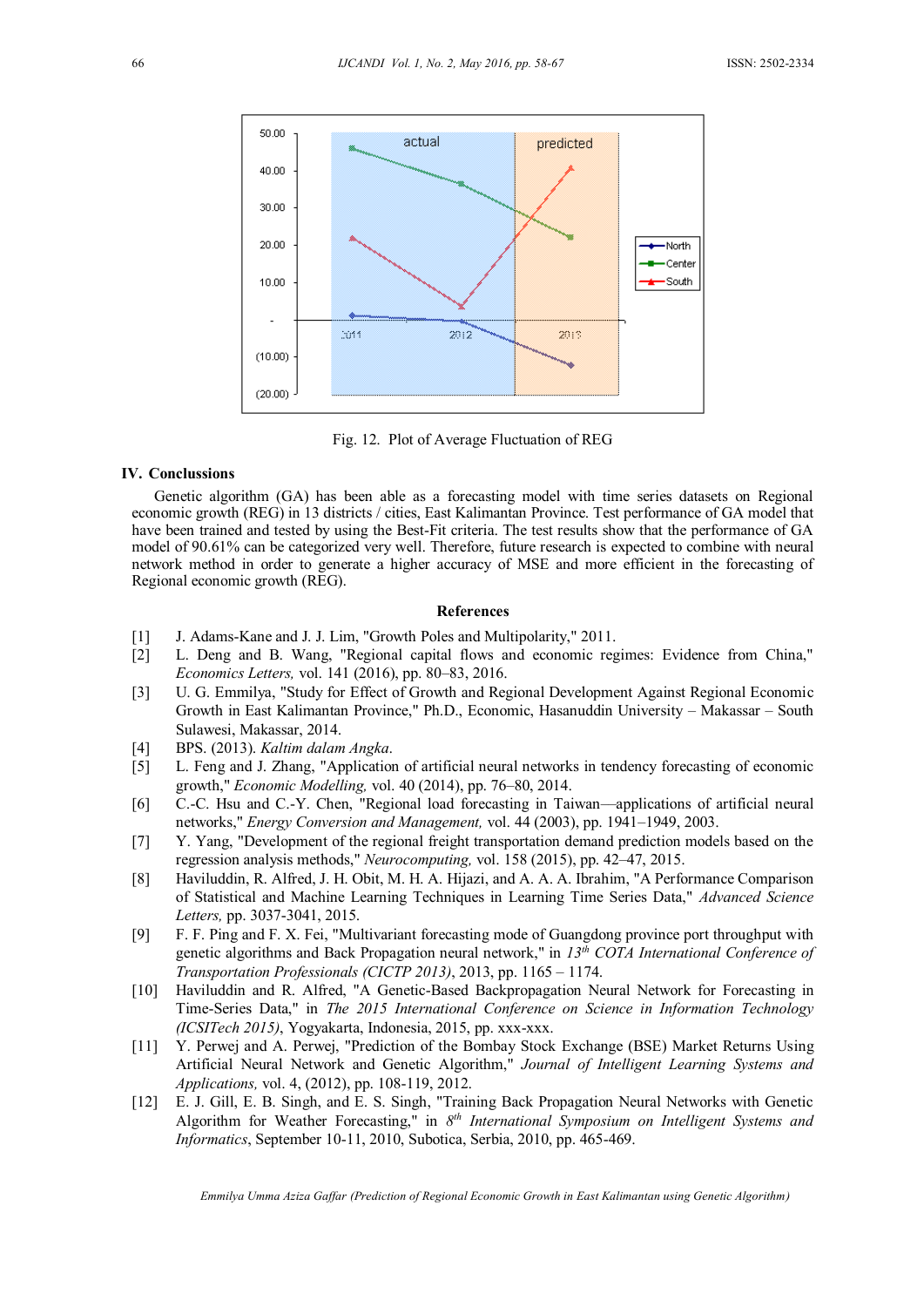Fig. 12. Plot of Average Fluctuation of REG

## IV. Conclussions

Genetic algorithm (GA) has been able as a forecasting model with time series datasets on Regional economic growth (REG) in 13 districts / cities, East Kalimantan Province. Test performance of GA model that have been trained and tested by using the Best-Fit criteria. The test results show that the performance of GA model of 90.61% can be categorized very well. Therefore, future research is expected to combine with neural network method in order to generate a higher accuracy of MSE and more efficient in the forecasting of Regional economic growth (REG).

## References

[1] J. Adams-Kane and J. J. Lim, "Growth Poles and Multipolarity," 2011.

[2] L. Deng and B. Wang, "Regional capital flows and economic regimes: Evidence from China," *Economics Letters,* vol. 141 (2016), pp. 80–83, 2016.

[3] U. G. Emmilya, "Study for Effect of Growth and Regional Development Against Regional Economic Growth in East Kalimantan Province," Ph.D., Economic, Hasanuddin University – Makassar – South Sulawesi, Makassar, 2014.

[4] BPS. (2013). *Kaltim dalam Angka*.

[5] L. Feng and J. Zhang, "Application of artificial neural networks in tendency forecasting of economic growth," *Economic Modelling,* vol. 40 (2014), pp. 76–80, 2014.

[6] C.-C. Hsu and C.-Y. Chen, "Regional load forecasting in Taiwan—applications of artificial neural networks," *Energy Conversion and Management,* vol. 44 (2003), pp. 1941–1949, 2003.

[7] Y. Yang, "Development of the regional freight transportation demand prediction models based on the regression analysis methods," *Neurocomputing,* vol. 158 (2015), pp. 42–47, 2015.

[8] Haviluddin, R. Alfred, J. H. Obit, M. H. A. Hijazi, and A. A. A. Ibrahim, "A Performance Comparison of Statistical and Machine Learning Techniques in Learning Time Series Data," *Advanced Science Letters,* pp. 3037-3041, 2015.

[9] F. F. Ping and F. X. Fei, "Multivariant forecasting mode of Guangdong province port throughput with genetic algorithms and Back Propagation neural network," in *13th COTA International Conference of Transportation Professionals (CICTP 2013)*, 2013, pp. 1165 – 1174.

[10] Haviluddin and R. Alfred, "A Genetic-Based Backpropagation Neural Network for Forecasting in Time-Series Data," in *The 2015 International Conference on Science in Information Technology (ICSITech 2015)*, Yogyakarta, Indonesia, 2015, pp. xxx-xxx.

[11] Y. Perwej and A. Perwej, "Prediction of the Bombay Stock Exchange (BSE) Market Returns Using Artificial Neural Network and Genetic Algorithm," *Journal of Intelligent Learning Systems and Applications,* vol. 4, (2012), pp. 108-119, 2012.

[12] E. J. Gill, E. B. Singh, and E. S. Singh, "Training Back Propagation Neural Networks with Genetic Algorithm for Weather Forecasting," in *8th International Symposium on Intelligent Systems and Informatics*, September 10-11, 2010, Subotica, Serbia, 2010, pp. 465-469.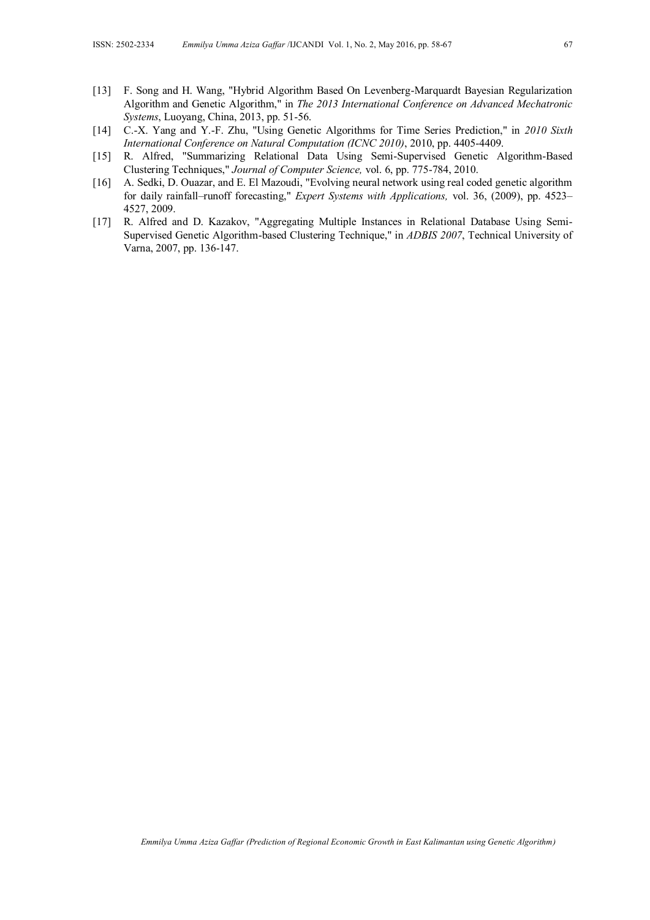[13] F. Song and H. Wang, "Hybrid Algorithm Based On Levenberg-Marquardt Bayesian Regularization Algorithm and Genetic Algorithm," in *The 2013 International Conference on Advanced Mechatronic Systems*, Luoyang, China, 2013, pp. 51-56.

[14] C.-X. Yang and Y.-F. Zhu, "Using Genetic Algorithms for Time Series Prediction," in *2010 Sixth International Conference on Natural Computation (ICNC 2010)*, 2010, pp. 4405-4409.

[15] R. Alfred, "Summarizing Relational Data Using Semi-Supervised Genetic Algorithm-Based Clustering Techniques," *Journal of Computer Science,* vol. 6, pp. 775-784, 2010.

[16] A. Sedki, D. Ouazar, and E. El Mazoudi, "Evolving neural network using real coded genetic algorithm for daily rainfall–runoff forecasting," *Expert Systems with Applications,* vol. 36, (2009), pp. 4523–4527, 2009.

[17] R. Alfred and D. Kazakov, "Aggregating Multiple Instances in Relational Database Using Semi-Supervised Genetic Algorithm-based Clustering Technique," in *ADBIS 2007*, Technical University of Varna, 2007, pp. 136-147.